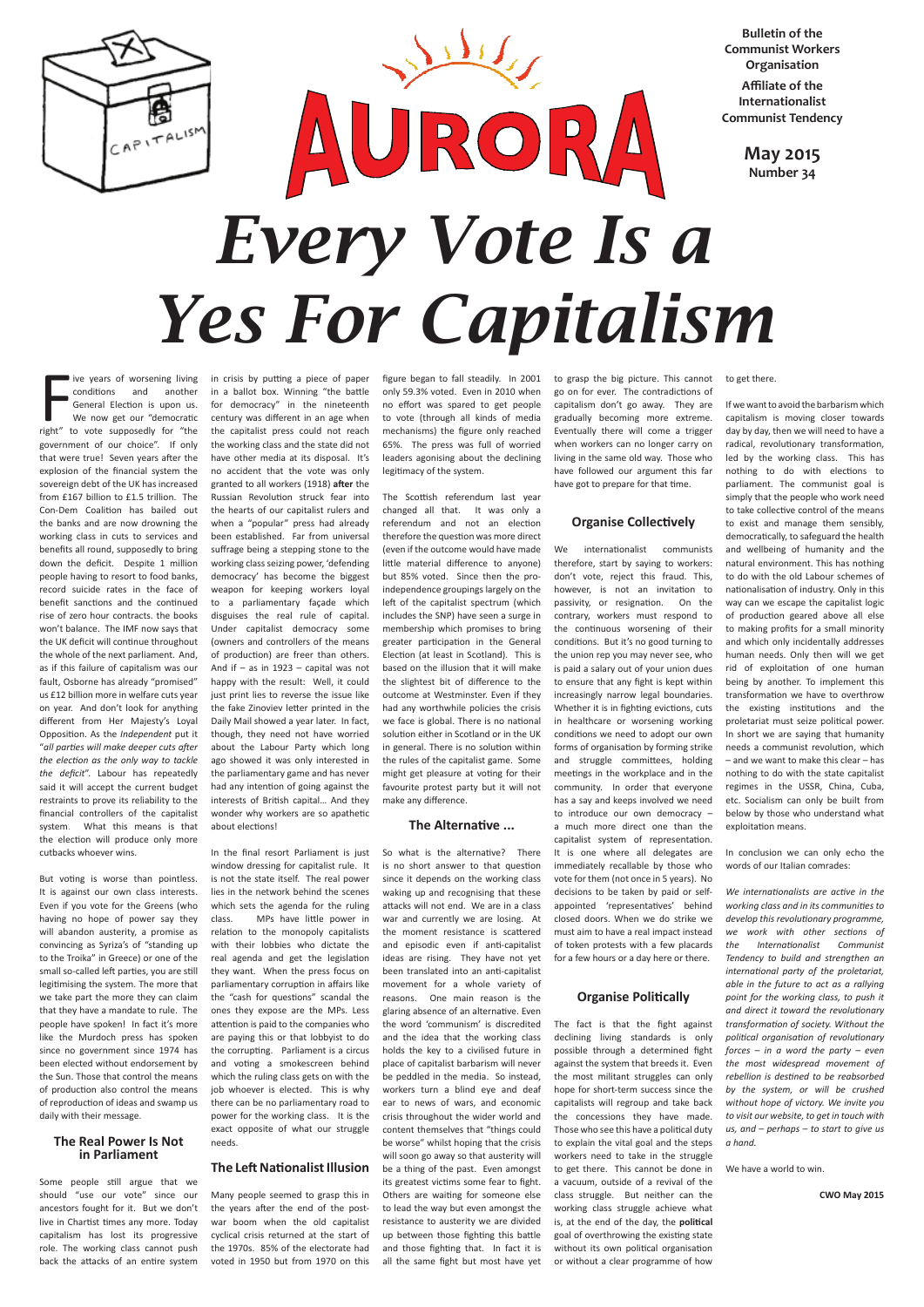Bulletin of the Communist Workers Organisation

Affiliate of the Internationalist Communist Tendency

May 2015
Number 34

# AURORA

# *Every Vote Is a Yes For Capitalism*

Five years of worsening living conditions and another General Election is upon us. We now get our "democratic right" to vote supposedly for "the government of our choice". If only that were true! Seven years after the explosion of the financial system the sovereign debt of the UK has increased from £167 billion to £1.5 trillion. The Con-Dem Coalition has bailed out the banks and are now drowning the working class in cuts to services and benefits all round, supposedly to bring down the deficit. Despite 1 million people having to resort to food banks, record suicide rates in the face of benefit sanctions and the continued rise of zero hour contracts. the books won't balance. The IMF now says that the UK deficit will continue throughout the whole of the next parliament. And, as if this failure of capitalism was our fault, Osborne has already "promised" us £12 billion more in welfare cuts year on year. And don't look for anything different from Her Majesty's Loyal Opposition. As the *Independent* put it "*all parties will make deeper cuts after the election as the only way to tackle the deficit*". Labour has repeatedly said it will accept the current budget restraints to prove its reliability to the financial controllers of the capitalist system. What this means is that the election will produce only more cutbacks whoever wins.

But voting is worse than pointless. It is against our own class interests. Even if you vote for the Greens (who having no hope of power say they will abandon austerity, a promise as convincing as Syriza's of "standing up to the Troika" in Greece) or one of the small so-called left parties, you are still legitimising the system. The more that we take part the more they can claim that they have a mandate to rule. The people have spoken! In fact it's more like the Murdoch press has spoken since no government since 1974 has been elected without endorsement by the Sun. Those that control the means of production also control the means of reproduction of ideas and swamp us daily with their message.

## The Real Power Is Not in Parliament

Some people still argue that we should "use our vote" since our ancestors fought for it. But we don't live in Chartist times any more. Today capitalism has lost its progressive role. The working class cannot push back the attacks of an entire system in crisis by putting a piece of paper in a ballot box. Winning "the battle for democracy" in the nineteenth century was different in an age when the capitalist press could not reach the working class and the state did not have other media at its disposal. It's no accident that the vote was only granted to all workers (1918) **after** the Russian Revolution struck fear into the hearts of our capitalist rulers and when a "popular" press had already been established. Far from universal suffrage being a stepping stone to the working class seizing power, 'defending democracy' has become the biggest weapon for keeping workers loyal to a parliamentary façade which disguises the real rule of capital. Under capitalist democracy some (owners and controllers of the means of production) are freer than others. And if – as in 1923 – capital was not happy with the result: Well, it could just print lies to reverse the issue like the fake Zinoviev letter printed in the Daily Mail showed a year later. In fact, though, they need not have worried about the Labour Party which long ago showed it was only interested in the parliamentary game and has never had any intention of going against the interests of British capital… And they wonder why workers are so apathetic about elections!

In the final resort Parliament is just window dressing for capitalist rule. It is not the state itself. The real power lies in the network behind the scenes which sets the agenda for the ruling class. MPs have little power in relation to the monopoly capitalists with their lobbies who dictate the real agenda and get the legislation they want. When the press focus on parliamentary corruption in affairs like the "cash for questions" scandal the ones they expose are the MPs. Less attention is paid to the companies who are paying this or that lobbyist to do the corrupting. Parliament is a circus and voting a smokescreen behind which the ruling class gets on with the job whoever is elected. This is why there can be no parliamentary road to power for the working class. It is the exact opposite of what our struggle needs.

## The Left Nationalist Illusion

Many people seemed to grasp this in the years after the end of the post-war boom when the old capitalist cyclical crisis returned at the start of the 1970s. 85% of the electorate had voted in 1950 but from 1970 on this figure began to fall steadily. In 2001 only 59.3% voted. Even in 2010 when no effort was spared to get people to vote (through all kinds of media mechanisms) the figure only reached 65%. The press was full of worried leaders agonising about the declining legitimacy of the system.

The Scottish referendum last year changed all that. It was only a referendum and not an election therefore the question was more direct (even if the outcome would have made little material difference to anyone) but 85% voted. Since then the pro-independence groupings largely on the left of the capitalist spectrum (which includes the SNP) have seen a surge in membership which promises to bring greater participation in the General Election (at least in Scotland). This is based on the illusion that it will make the slightest bit of difference to the outcome at Westminster. Even if they had any worthwhile policies the crisis we face is global. There is no national solution either in Scotland or in the UK in general. There is no solution within the rules of the capitalist game. Some might get pleasure at voting for their favourite protest party but it will not make any difference.

## The Alternative ...

So what is the alternative? There is no short answer to that question since it depends on the working class waking up and recognising that these attacks will not end. We are in a class war and currently we are losing. At the moment resistance is scattered and episodic even if anti-capitalist ideas are rising. They have not yet been translated into an anti-capitalist movement for a whole variety of reasons. One main reason is the glaring absence of an alternative. Even the word 'communism' is discredited and the idea that the working class holds the key to a civilised future in place of capitalist barbarism will never be peddled in the media. So instead, workers turn a blind eye and deaf ear to news of wars, and economic crisis throughout the wider world and content themselves that "things could be worse" whilst hoping that the crisis will soon go away so that austerity will be a thing of the past. Even amongst its greatest victims some fear to fight. Others are waiting for someone else to lead the way but even amongst the resistance to austerity we are divided up between those fighting this battle and those fighting that. In fact it is all the same fight but most have yet to grasp the big picture. This cannot go on for ever. The contradictions of capitalism don't go away. They are gradually becoming more extreme. Eventually there will come a trigger when workers can no longer carry on living in the same old way. Those who have followed our argument this far have got to prepare for that time.

## Organise Collectively

We internationalist communists therefore, start by saying to workers: don't vote, reject this fraud. This, however, is not an invitation to passivity, or resignation. On the contrary, workers must respond to the continuous worsening of their conditions. But it's no good turning to the union rep you may never see, who is paid a salary out of your union dues to ensure that any fight is kept within increasingly narrow legal boundaries. Whether it is in fighting evictions, cuts in healthcare or worsening working conditions we need to adopt our own forms of organisation by forming strike and struggle committees, holding meetings in the workplace and in the community. In order that everyone has a say and keeps involved we need to introduce our own democracy – a much more direct one than the capitalist system of representation. It is one where all delegates are immediately recallable by those who vote for them (not once in 5 years). No decisions to be taken by paid or self-appointed 'representatives' behind closed doors. When we do strike we must aim to have a real impact instead of token protests with a few placards for a few hours or a day here or there.

## Organise Politically

The fact is that the fight against declining living standards is only possible through a determined fight against the system that breeds it. Even the most militant struggles can only hope for short-term success since the capitalists will regroup and take back the concessions they have made. Those who see this have a political duty to explain the vital goal and the steps workers need to take in the struggle to get there. This cannot be done in a vacuum, outside of a revival of the class struggle. But neither can the working class struggle achieve what is, at the end of the day, the **political** goal of overthrowing the existing state without its own political organisation or without a clear programme of how to get there.

If we want to avoid the barbarism which capitalism is moving closer towards day by day, then we will need to have a radical, revolutionary transformation, led by the working class. This has nothing to do with elections to parliament. The communist goal is simply that the people who work need to take collective control of the means to exist and manage them sensibly, democratically, to safeguard the health and wellbeing of humanity and the natural environment. This has nothing to do with the old Labour schemes of nationalisation of industry. Only in this way can we escape the capitalist logic of production geared above all else to making profits for a small minority and which only incidentally addresses human needs. Only then will we get rid of exploitation of one human being by another. To implement this transformation we have to overthrow the existing institutions and the proletariat must seize political power. In short we are saying that humanity needs a communist revolution, which – and we want to make this clear – has nothing to do with the state capitalist regimes in the USSR, China, Cuba, etc. Socialism can only be built from below by those who understand what exploitation means.

In conclusion we can only echo the words of our Italian comrades:

*We internationalists are active in the working class and in its communities to develop this revolutionary programme, we work with other sections of the Internationalist Communist Tendency to build and strengthen an international party of the proletariat, able in the future to act as a rallying point for the working class, to push it and direct it toward the revolutionary transformation of society. Without the political organisation of revolutionary forces – in a word the party – even the most widespread movement of rebellion is destined to be reabsorbed by the system, or will be crushed without hope of victory. We invite you to visit our website, to get in touch with us, and – perhaps – to start to give us a hand.*

We have a world to win.

**CWO May 2015**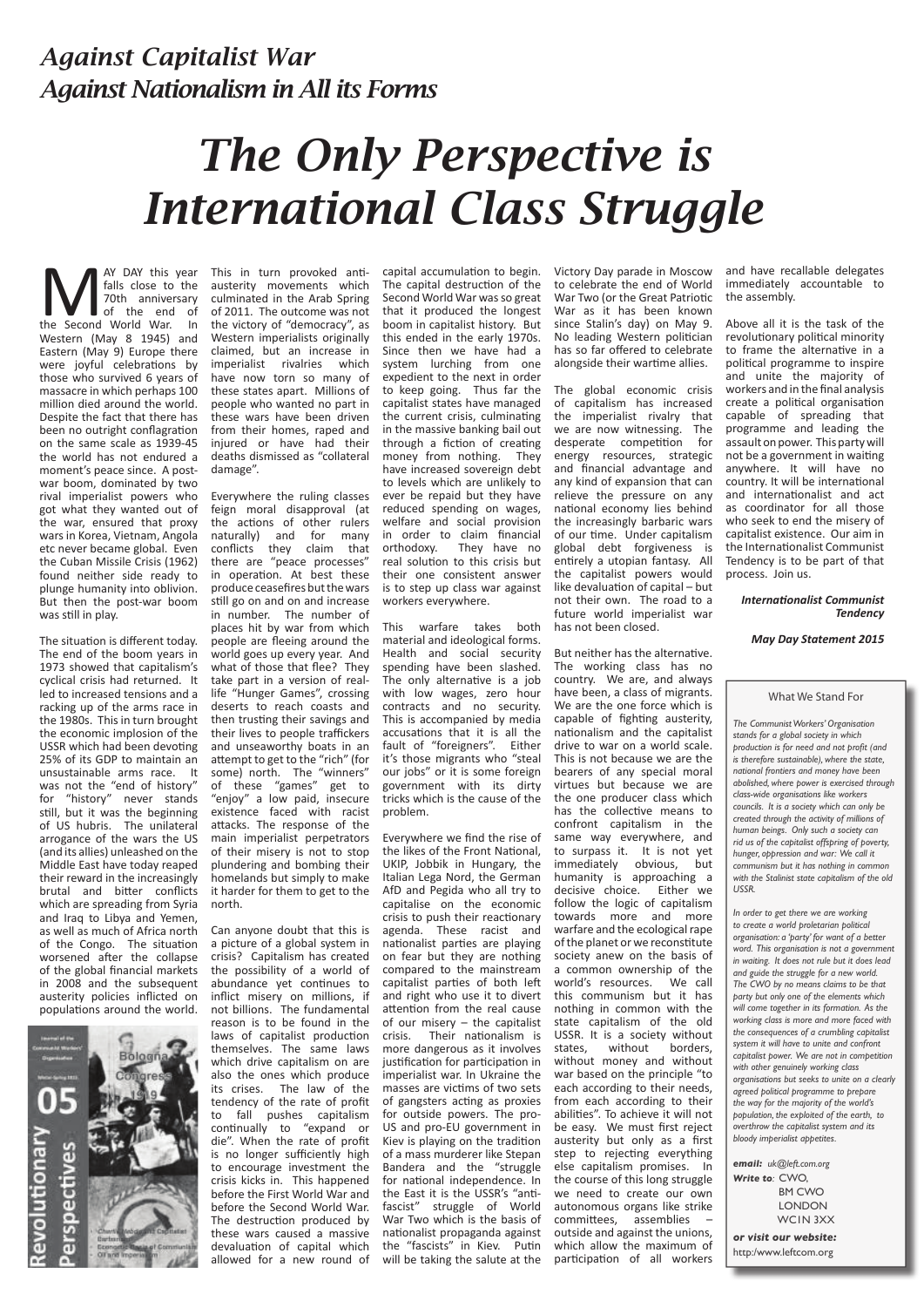## Against Capitalist War
## Against Nationalism in All its Forms

# The Only Perspective is International Class Struggle

MAY DAY this year falls close to the 70th anniversary of the end of the Second World War. In Western (May 8 1945) and Eastern (May 9) Europe there were joyful celebrations by those who survived 6 years of massacre in which perhaps 100 million died around the world. Despite the fact that there has been no outright conflagration on the same scale as 1939-45 the world has not endured a moment's peace since. A post-war boom, dominated by two rival imperialist powers who got what they wanted out of the war, ensured that proxy wars in Korea, Vietnam, Angola etc never became global. Even the Cuban Missile Crisis (1962) found neither side ready to plunge humanity into oblivion. But then the post-war boom was still in play.

The situation is different today. The end of the boom years in 1973 showed that capitalism's cyclical crisis had returned. It led to increased tensions and a racking up of the arms race in the 1980s. This in turn brought the economic implosion of the USSR which had been devoting 25% of its GDP to maintain an unsustainable arms race. It was not the "end of history" for "history" never stands still, but it was the beginning of US hubris. The unilateral arrogance of the wars the US (and its allies) unleashed on the Middle East have today reaped their reward in the increasingly brutal and bitter conflicts which are spreading from Syria and Iraq to Libya and Yemen, as well as much of Africa north of the Congo. The situation worsened after the collapse of the global financial markets in 2008 and the subsequent austerity policies inflicted on populations around the world. This in turn provoked anti-austerity movements which culminated in the Arab Spring of 2011. The outcome was not the victory of "democracy", as Western imperialists originally claimed, but an increase in imperialist rivalries which have now torn so many of these states apart. Millions of people who wanted no part in these wars have been driven from their homes, raped and injured or have had their deaths dismissed as "collateral damage".

Everywhere the ruling classes feign moral disapproval (at the actions of other rulers naturally) and for many conflicts they claim that there are "peace processes" in operation. At best these produce ceasefires but the wars still go on and on and increase in number. The number of places hit by war from which people are fleeing around the world goes up every year. And what of those that flee? They take part in a version of real-life "Hunger Games", crossing deserts to reach coasts and then trusting their savings and their lives to people traffickers and unseaworthy boats in an attempt to get to the "rich" (for some) north. The "winners" of these "games" get to "enjoy" a low paid, insecure existence faced with racist attacks. The response of the main imperialist perpetrators of their misery is not to stop plundering and bombing their homelands but simply to make it harder for them to get to the north.

Can anyone doubt that this is a picture of a global system in crisis? Capitalism has created the possibility of a world of abundance yet continues to inflict misery on millions, if not billions. The fundamental reason is to be found in the laws of capitalist production themselves. The same laws which drive capitalism on are also the ones which produce its crises. The law of the tendency of the rate of profit to fall pushes capitalism continually to "expand or die". When the rate of profit is no longer sufficiently high to encourage investment the crisis kicks in. This happened before the First World War and before the Second World War. The destruction produced by these wars caused a massive devaluation of capital which allowed for a new round of capital accumulation to begin. The capital destruction of the Second World War was so great that it produced the longest boom in capitalist history. But this ended in the early 1970s. Since then we have had a system lurching from one expedient to the next in order to keep going. Thus far the capitalist states have managed the current crisis, culminating in the massive banking bail out through a fiction of creating money from nothing. They have increased sovereign debt to levels which are unlikely to ever be repaid but they have reduced spending on wages, welfare and social provision in order to claim financial orthodoxy. They have no real solution to this crisis but their one consistent answer is to step up class war against workers everywhere.

This warfare takes both material and ideological forms. Health and social security spending have been slashed. The only alternative is a job with low wages, zero hour contracts and no security. This is accompanied by media accusations that it is all the fault of "foreigners". Either it's those migrants who "steal our jobs" or it is some foreign government with its dirty tricks which is the cause of the problem.

Everywhere we find the rise of the likes of the Front National, UKIP, Jobbik in Hungary, the Italian Lega Nord, the German AfD and Pegida who all try to capitalise on the economic crisis to push their reactionary agenda. These racist and nationalist parties are playing on fear but they are nothing compared to the mainstream capitalist parties of both left and right who use it to divert attention from the real cause of our misery – the capitalist crisis. Their nationalism is more dangerous as it involves justification for participation in imperialist war. In Ukraine the masses are victims of two sets of gangsters acting as proxies for outside powers. The pro-US and pro-EU government in Kiev is playing on the tradition of a mass murderer like Stepan Bandera and the "struggle for national independence. In the East it is the USSR's "anti-fascist" struggle of World War Two which is the basis of nationalist propaganda against the "fascists" in Kiev. Putin will be taking the salute at the Victory Day parade in Moscow to celebrate the end of World War Two (or the Great Patriotic War as it has been known since Stalin's day) on May 9. No leading Western politician has so far offered to celebrate alongside their wartime allies.

The global economic crisis of capitalism has increased the imperialist rivalry that we are now witnessing. The desperate competition for energy resources, strategic and financial advantage and any kind of expansion that can relieve the pressure on any national economy lies behind the increasingly barbaric wars of our time. Under capitalism global debt forgiveness is entirely a utopian fantasy. All the capitalist powers would like devaluation of capital – but not their own. The road to a future world imperialist war has not been closed.

But neither has the alternative. The working class has no country. We are, and always have been, a class of migrants. We are the one force which is capable of fighting austerity, nationalism and the capitalist drive to war on a world scale. This is not because we are the bearers of any special moral virtues but because we are the one producer class which has the collective means to confront capitalism in the same way everywhere, and to surpass it. It is not yet immediately obvious, but humanity is approaching a decisive choice. Either we follow the logic of capitalism towards more and more warfare and the ecological rape of the planet or we reconstitute society anew on the basis of a common ownership of the world's resources. We call this communism but it has nothing in common with the state capitalism of the old USSR. It is a society without states, without borders, without money and without war based on the principle "to each according to their needs, from each according to their abilities". To achieve it it will not be easy. We must first reject austerity but only as a first step to rejecting everything else capitalism promises. In the course of this long struggle we need to create our own autonomous organs like strike committees, assemblies – outside and against the unions, which allow the maximum of participation of all workers and have recallable delegates immediately accountable to the assembly.

Above all it is the task of the revolutionary political minority to frame the alternative in a political programme to inspire and unite the majority of workers and in the final analysis create a political organisation capable of spreading that programme and leading the assault on power. This party will not be a government in waiting anywhere. It will have no country. It will be international and internationalist and act as coordinator for all those who seek to end the misery of capitalist existence. Our aim in the Internationalist Communist Tendency is to be part of that process. Join us.

***Internationalist Communist Tendency***

***May Day Statement 2015***

Journal of the Communist Workers' Organisation

Winter-Spring 2015

05

Revolutionary Perspectives

Bologna Congress 1919

Charlie Hebdo and Capitalist Barbarism

Economic Basis of Communism

Oil and Imperialism

### What We Stand For

*The Communist Workers' Organisation stands for a global society in which production is for need and not profit (and is therefore sustainable), where the state, national frontiers and money have been abolished, where power is exercised through class-wide organisations like workers councils. It is a society which can only be created through the activity of millions of human beings. Only such a society can rid us of the capitalist offspring of poverty, hunger, oppression and war: We call it communism but it has nothing in common with the Stalinist state capitalism of the old USSR.*

*In order to get there we are working to create a world proletarian political organisation: a 'party' for want of a better word. This organisation is not a government in waiting. It does not rule but it does lead and guide the struggle for a new world. The CWO by no means claims to be that party but only one of the elements which will come together in its formation. As the working class is more and more faced with the consequences of a crumbling capitalist system it will have to unite and confront capitalist power. We are not in competition with other genuinely working class organisations but seeks to unite on a clearly agreed political programme to prepare the way for the majority of the world's population, the exploited of the earth, to overthrow the capitalist system and its bloody imperialist appetites.*

***email:*** *uk@left.com.org*

***Write to:*** CWO,
BM CWO
LONDON
WC1N 3XX

***or visit our website:***
http:/www.leftcom.org